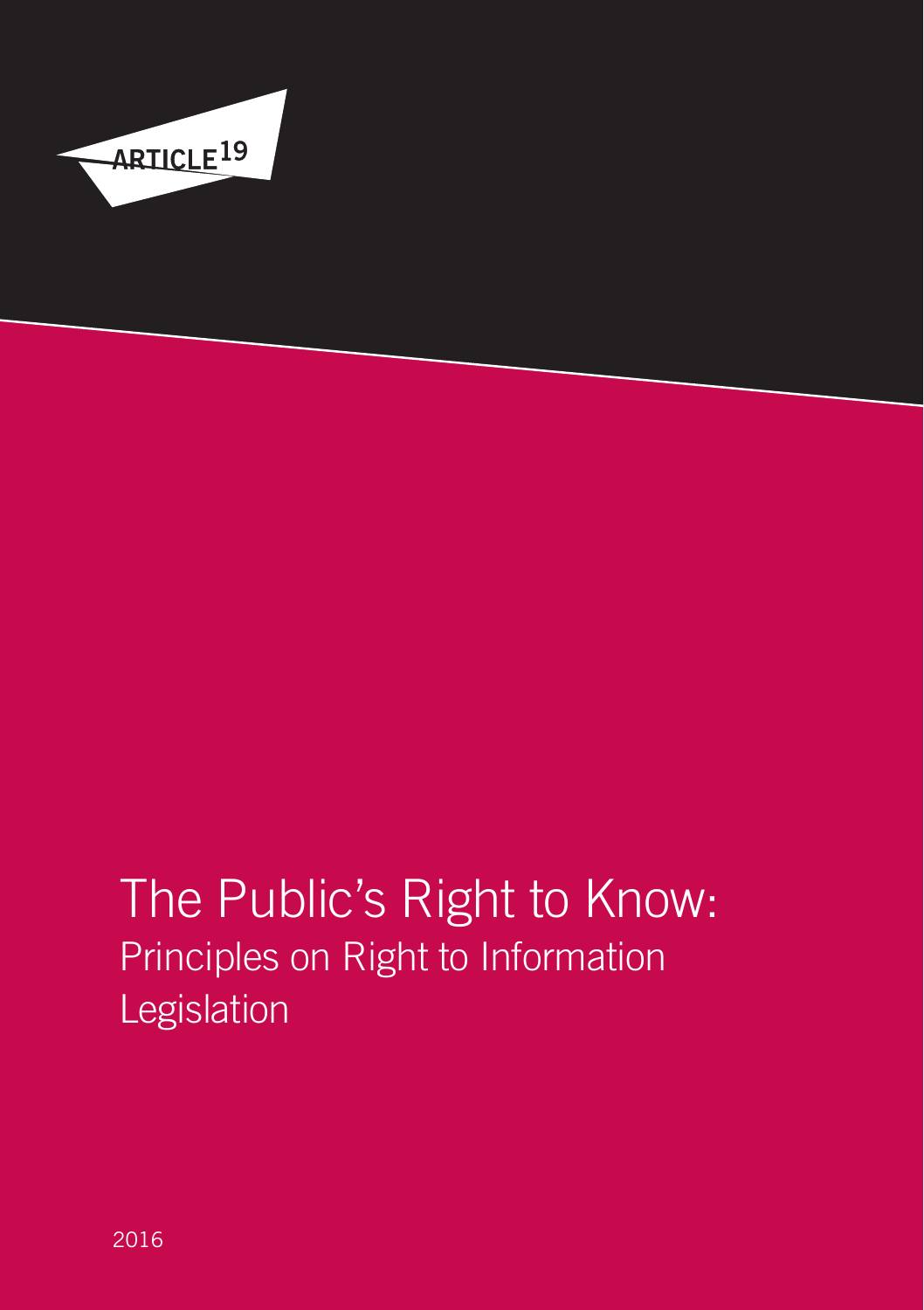ARTICLE 19

# The Public's Right to Know:

## Principles on Right to Information Legislation

2016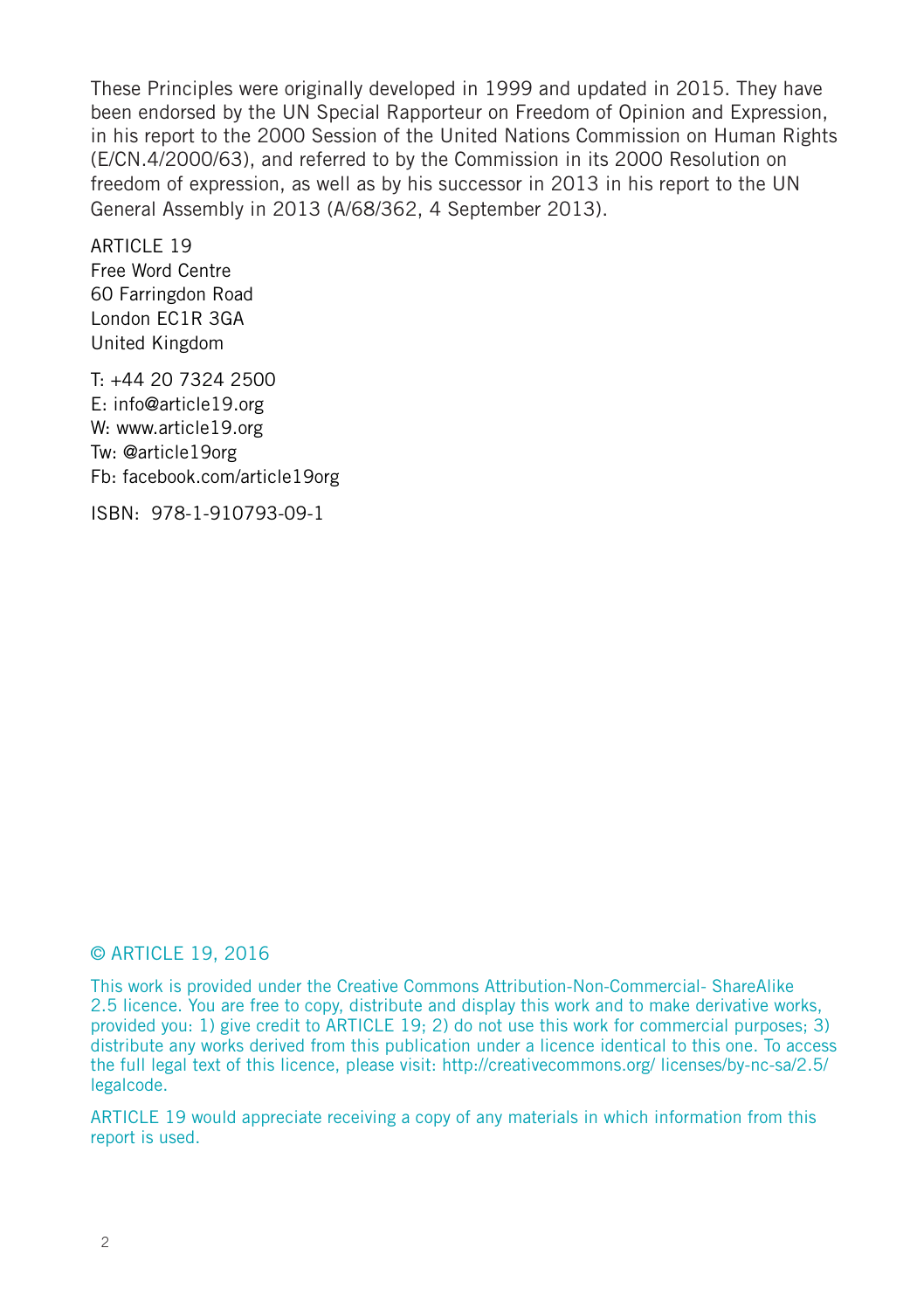These Principles were originally developed in 1999 and updated in 2015. They have been endorsed by the UN Special Rapporteur on Freedom of Opinion and Expression, in his report to the 2000 Session of the United Nations Commission on Human Rights (E/CN.4/2000/63), and referred to by the Commission in its 2000 Resolution on freedom of expression, as well as by his successor in 2013 in his report to the UN General Assembly in 2013 (A/68/362, 4 September 2013).

ARTICLE 19
Free Word Centre
60 Farringdon Road
London EC1R 3GA
United Kingdom

T: +44 20 7324 2500
E: info@article19.org
W: www.article19.org
Tw: @article19org
Fb: facebook.com/article19org

ISBN: 978-1-910793-09-1

© ARTICLE 19, 2016

This work is provided under the Creative Commons Attribution-Non-Commercial- ShareAlike 2.5 licence. You are free to copy, distribute and display this work and to make derivative works, provided you: 1) give credit to ARTICLE 19; 2) do not use this work for commercial purposes; 3) distribute any works derived from this publication under a licence identical to this one. To access the full legal text of this licence, please visit: http://creativecommons.org/ licenses/by-nc-sa/2.5/ legalcode.

ARTICLE 19 would appreciate receiving a copy of any materials in which information from this report is used.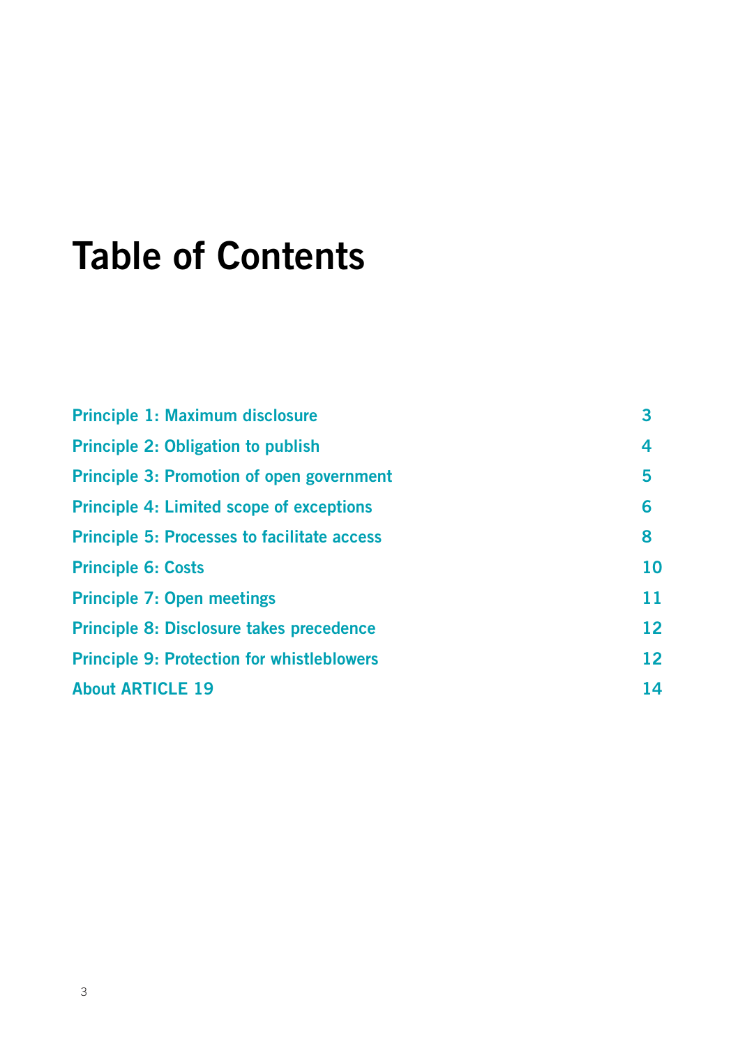# Table of Contents

| | |
|---|---|
| Principle 1: Maximum disclosure | 3 |
| Principle 2: Obligation to publish | 4 |
| Principle 3: Promotion of open government | 5 |
| Principle 4: Limited scope of exceptions | 6 |
| Principle 5: Processes to facilitate access | 8 |
| Principle 6: Costs | 10 |
| Principle 7: Open meetings | 11 |
| Principle 8: Disclosure takes precedence | 12 |
| Principle 9: Protection for whistleblowers | 12 |
| About ARTICLE 19 | 14 |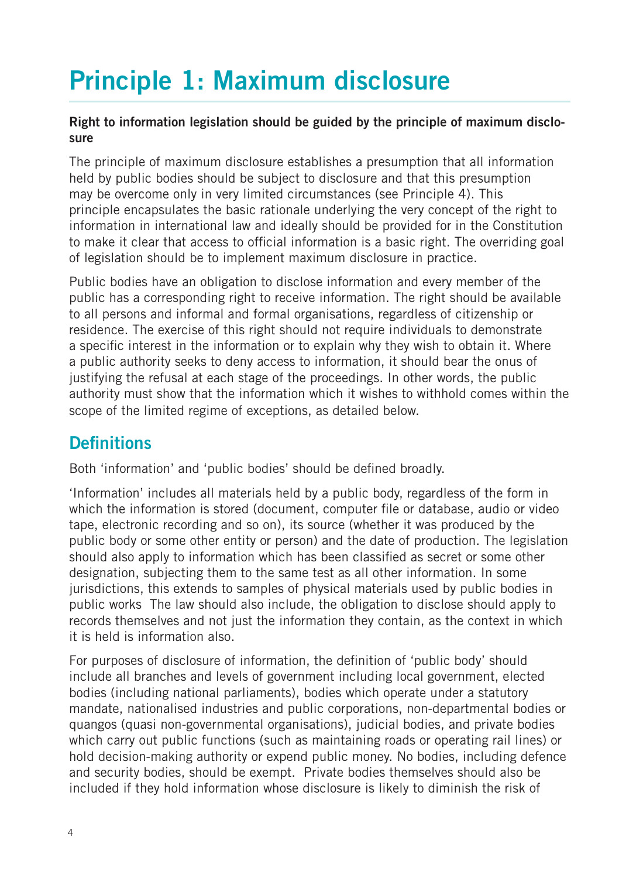# Principle 1: Maximum disclosure

**Right to information legislation should be guided by the principle of maximum disclosure**

The principle of maximum disclosure establishes a presumption that all information held by public bodies should be subject to disclosure and that this presumption may be overcome only in very limited circumstances (see Principle 4). This principle encapsulates the basic rationale underlying the very concept of the right to information in international law and ideally should be provided for in the Constitution to make it clear that access to official information is a basic right. The overriding goal of legislation should be to implement maximum disclosure in practice.

Public bodies have an obligation to disclose information and every member of the public has a corresponding right to receive information. The right should be available to all persons and informal and formal organisations, regardless of citizenship or residence. The exercise of this right should not require individuals to demonstrate a specific interest in the information or to explain why they wish to obtain it. Where a public authority seeks to deny access to information, it should bear the onus of justifying the refusal at each stage of the proceedings. In other words, the public authority must show that the information which it wishes to withhold comes within the scope of the limited regime of exceptions, as detailed below.

## Definitions

Both 'information' and 'public bodies' should be defined broadly.

'Information' includes all materials held by a public body, regardless of the form in which the information is stored (document, computer file or database, audio or video tape, electronic recording and so on), its source (whether it was produced by the public body or some other entity or person) and the date of production. The legislation should also apply to information which has been classified as secret or some other designation, subjecting them to the same test as all other information. In some jurisdictions, this extends to samples of physical materials used by public bodies in public works The law should also include, the obligation to disclose should apply to records themselves and not just the information they contain, as the context in which it is held is information also.

For purposes of disclosure of information, the definition of 'public body' should include all branches and levels of government including local government, elected bodies (including national parliaments), bodies which operate under a statutory mandate, nationalised industries and public corporations, non-departmental bodies or quangos (quasi non-governmental organisations), judicial bodies, and private bodies which carry out public functions (such as maintaining roads or operating rail lines) or hold decision-making authority or expend public money. No bodies, including defence and security bodies, should be exempt. Private bodies themselves should also be included if they hold information whose disclosure is likely to diminish the risk of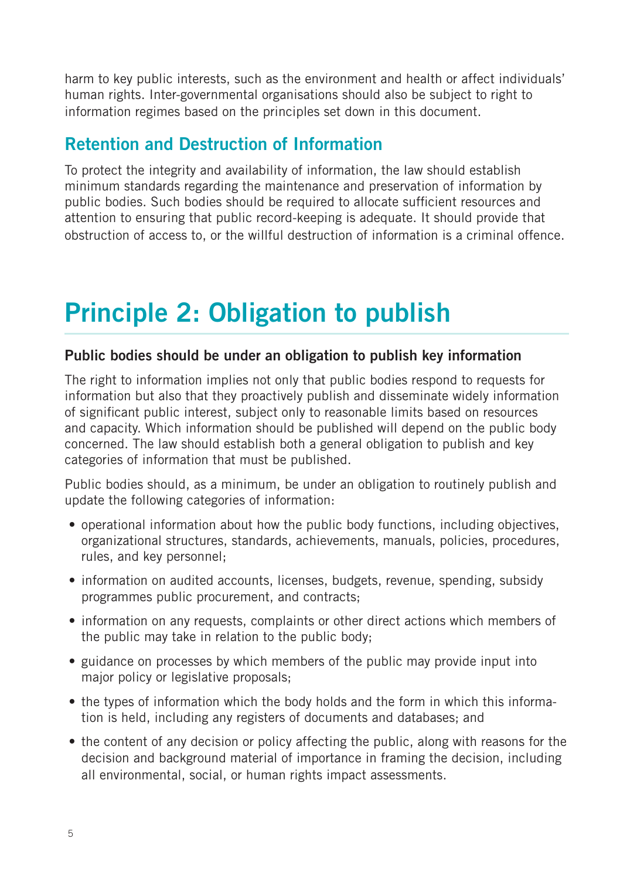harm to key public interests, such as the environment and health or affect individuals' human rights. Inter-governmental organisations should also be subject to right to information regimes based on the principles set down in this document.

## Retention and Destruction of Information

To protect the integrity and availability of information, the law should establish minimum standards regarding the maintenance and preservation of information by public bodies. Such bodies should be required to allocate sufficient resources and attention to ensuring that public record-keeping is adequate. It should provide that obstruction of access to, or the willful destruction of information is a criminal offence.

# Principle 2: Obligation to publish

**Public bodies should be under an obligation to publish key information**

The right to information implies not only that public bodies respond to requests for information but also that they proactively publish and disseminate widely information of significant public interest, subject only to reasonable limits based on resources and capacity. Which information should be published will depend on the public body concerned. The law should establish both a general obligation to publish and key categories of information that must be published.

Public bodies should, as a minimum, be under an obligation to routinely publish and update the following categories of information:

- operational information about how the public body functions, including objectives, organizational structures, standards, achievements, manuals, policies, procedures, rules, and key personnel;
- information on audited accounts, licenses, budgets, revenue, spending, subsidy programmes public procurement, and contracts;
- information on any requests, complaints or other direct actions which members of the public may take in relation to the public body;
- guidance on processes by which members of the public may provide input into major policy or legislative proposals;
- the types of information which the body holds and the form in which this information is held, including any registers of documents and databases; and
- the content of any decision or policy affecting the public, along with reasons for the decision and background material of importance in framing the decision, including all environmental, social, or human rights impact assessments.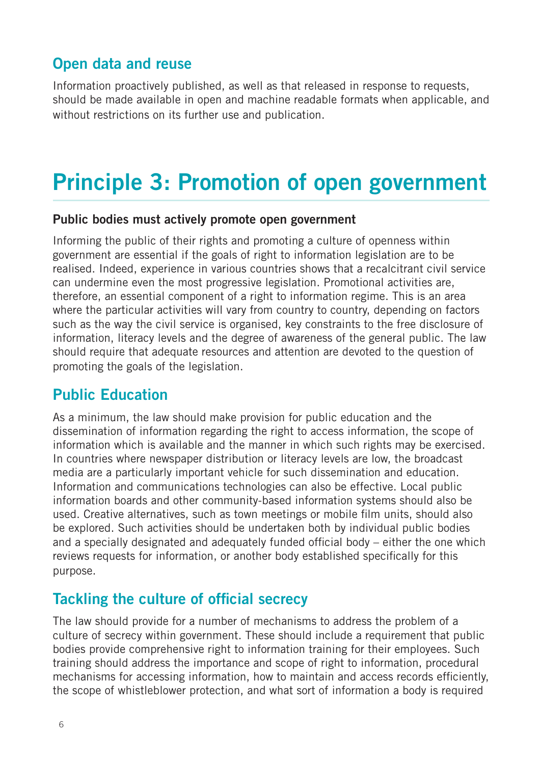## Open data and reuse

Information proactively published, as well as that released in response to requests, should be made available in open and machine readable formats when applicable, and without restrictions on its further use and publication.

# Principle 3: Promotion of open government

**Public bodies must actively promote open government**

Informing the public of their rights and promoting a culture of openness within government are essential if the goals of right to information legislation are to be realised. Indeed, experience in various countries shows that a recalcitrant civil service can undermine even the most progressive legislation. Promotional activities are, therefore, an essential component of a right to information regime. This is an area where the particular activities will vary from country to country, depending on factors such as the way the civil service is organised, key constraints to the free disclosure of information, literacy levels and the degree of awareness of the general public. The law should require that adequate resources and attention are devoted to the question of promoting the goals of the legislation.

## Public Education

As a minimum, the law should make provision for public education and the dissemination of information regarding the right to access information, the scope of information which is available and the manner in which such rights may be exercised. In countries where newspaper distribution or literacy levels are low, the broadcast media are a particularly important vehicle for such dissemination and education. Information and communications technologies can also be effective. Local public information boards and other community-based information systems should also be used. Creative alternatives, such as town meetings or mobile film units, should also be explored. Such activities should be undertaken both by individual public bodies and a specially designated and adequately funded official body – either the one which reviews requests for information, or another body established specifically for this purpose.

## Tackling the culture of official secrecy

The law should provide for a number of mechanisms to address the problem of a culture of secrecy within government. These should include a requirement that public bodies provide comprehensive right to information training for their employees. Such training should address the importance and scope of right to information, procedural mechanisms for accessing information, how to maintain and access records efficiently, the scope of whistleblower protection, and what sort of information a body is required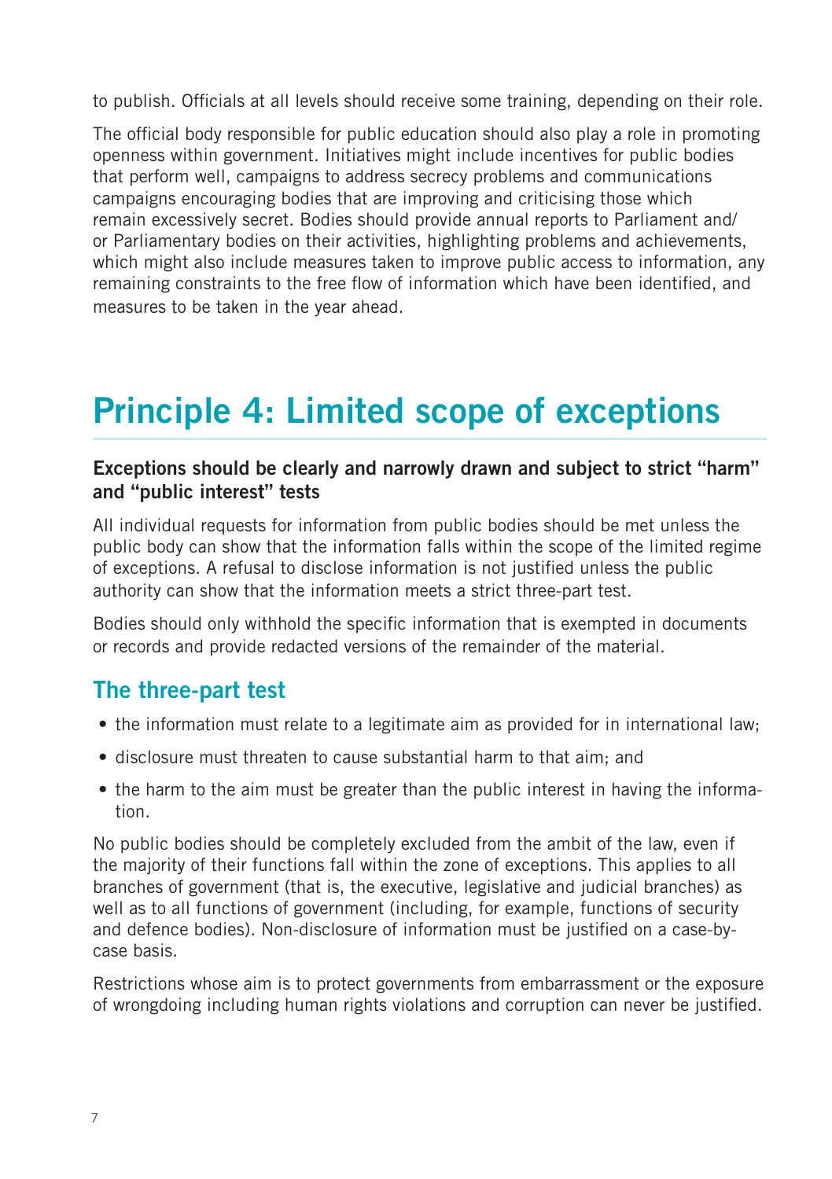to publish. Officials at all levels should receive some training, depending on their role.

The official body responsible for public education should also play a role in promoting openness within government. Initiatives might include incentives for public bodies that perform well, campaigns to address secrecy problems and communications campaigns encouraging bodies that are improving and criticising those which remain excessively secret. Bodies should provide annual reports to Parliament and/or Parliamentary bodies on their activities, highlighting problems and achievements, which might also include measures taken to improve public access to information, any remaining constraints to the free flow of information which have been identified, and measures to be taken in the year ahead.

# Principle 4: Limited scope of exceptions

**Exceptions should be clearly and narrowly drawn and subject to strict "harm" and "public interest" tests**

All individual requests for information from public bodies should be met unless the public body can show that the information falls within the scope of the limited regime of exceptions. A refusal to disclose information is not justified unless the public authority can show that the information meets a strict three-part test.

Bodies should only withhold the specific information that is exempted in documents or records and provide redacted versions of the remainder of the material.

## The three-part test

- the information must relate to a legitimate aim as provided for in international law;
- disclosure must threaten to cause substantial harm to that aim; and
- the harm to the aim must be greater than the public interest in having the information.

No public bodies should be completely excluded from the ambit of the law, even if the majority of their functions fall within the zone of exceptions. This applies to all branches of government (that is, the executive, legislative and judicial branches) as well as to all functions of government (including, for example, functions of security and defence bodies). Non-disclosure of information must be justified on a case-by-case basis.

Restrictions whose aim is to protect governments from embarrassment or the exposure of wrongdoing including human rights violations and corruption can never be justified.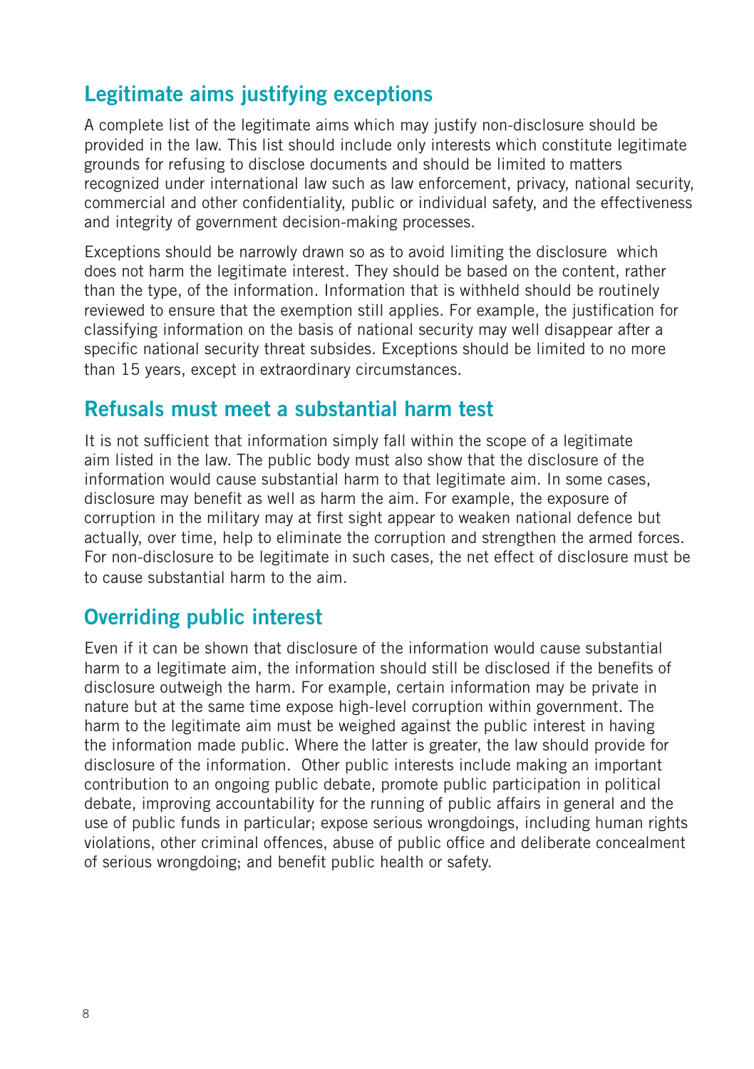## Legitimate aims justifying exceptions

A complete list of the legitimate aims which may justify non-disclosure should be provided in the law. This list should include only interests which constitute legitimate grounds for refusing to disclose documents and should be limited to matters recognized under international law such as law enforcement, privacy, national security, commercial and other confidentiality, public or individual safety, and the effectiveness and integrity of government decision-making processes.

Exceptions should be narrowly drawn so as to avoid limiting the disclosure which does not harm the legitimate interest. They should be based on the content, rather than the type, of the information. Information that is withheld should be routinely reviewed to ensure that the exemption still applies. For example, the justification for classifying information on the basis of national security may well disappear after a specific national security threat subsides. Exceptions should be limited to no more than 15 years, except in extraordinary circumstances.

## Refusals must meet a substantial harm test

It is not sufficient that information simply fall within the scope of a legitimate aim listed in the law. The public body must also show that the disclosure of the information would cause substantial harm to that legitimate aim. In some cases, disclosure may benefit as well as harm the aim. For example, the exposure of corruption in the military may at first sight appear to weaken national defence but actually, over time, help to eliminate the corruption and strengthen the armed forces. For non-disclosure to be legitimate in such cases, the net effect of disclosure must be to cause substantial harm to the aim.

## Overriding public interest

Even if it can be shown that disclosure of the information would cause substantial harm to a legitimate aim, the information should still be disclosed if the benefits of disclosure outweigh the harm. For example, certain information may be private in nature but at the same time expose high-level corruption within government. The harm to the legitimate aim must be weighed against the public interest in having the information made public. Where the latter is greater, the law should provide for disclosure of the information. Other public interests include making an important contribution to an ongoing public debate, promote public participation in political debate, improving accountability for the running of public affairs in general and the use of public funds in particular; expose serious wrongdoings, including human rights violations, other criminal offences, abuse of public office and deliberate concealment of serious wrongdoing; and benefit public health or safety.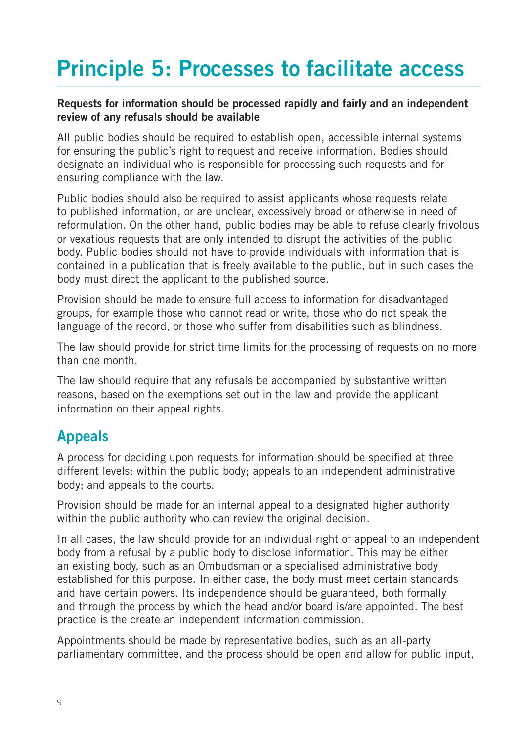# Principle 5: Processes to facilitate access

**Requests for information should be processed rapidly and fairly and an independent review of any refusals should be available**

All public bodies should be required to establish open, accessible internal systems for ensuring the public's right to request and receive information. Bodies should designate an individual who is responsible for processing such requests and for ensuring compliance with the law.

Public bodies should also be required to assist applicants whose requests relate to published information, or are unclear, excessively broad or otherwise in need of reformulation. On the other hand, public bodies may be able to refuse clearly frivolous or vexatious requests that are only intended to disrupt the activities of the public body. Public bodies should not have to provide individuals with information that is contained in a publication that is freely available to the public, but in such cases the body must direct the applicant to the published source.

Provision should be made to ensure full access to information for disadvantaged groups, for example those who cannot read or write, those who do not speak the language of the record, or those who suffer from disabilities such as blindness.

The law should provide for strict time limits for the processing of requests on no more than one month.

The law should require that any refusals be accompanied by substantive written reasons, based on the exemptions set out in the law and provide the applicant information on their appeal rights.

## Appeals

A process for deciding upon requests for information should be specified at three different levels: within the public body; appeals to an independent administrative body; and appeals to the courts.

Provision should be made for an internal appeal to a designated higher authority within the public authority who can review the original decision.

In all cases, the law should provide for an individual right of appeal to an independent body from a refusal by a public body to disclose information. This may be either an existing body, such as an Ombudsman or a specialised administrative body established for this purpose. In either case, the body must meet certain standards and have certain powers. Its independence should be guaranteed, both formally and through the process by which the head and/or board is/are appointed. The best practice is the create an independent information commission.

Appointments should be made by representative bodies, such as an all-party parliamentary committee, and the process should be open and allow for public input,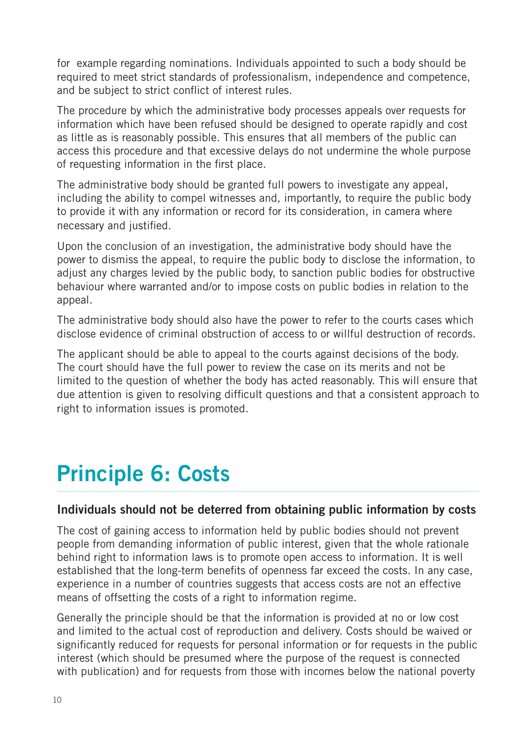for example regarding nominations. Individuals appointed to such a body should be required to meet strict standards of professionalism, independence and competence, and be subject to strict conflict of interest rules.

The procedure by which the administrative body processes appeals over requests for information which have been refused should be designed to operate rapidly and cost as little as is reasonably possible. This ensures that all members of the public can access this procedure and that excessive delays do not undermine the whole purpose of requesting information in the first place.

The administrative body should be granted full powers to investigate any appeal, including the ability to compel witnesses and, importantly, to require the public body to provide it with any information or record for its consideration, in camera where necessary and justified.

Upon the conclusion of an investigation, the administrative body should have the power to dismiss the appeal, to require the public body to disclose the information, to adjust any charges levied by the public body, to sanction public bodies for obstructive behaviour where warranted and/or to impose costs on public bodies in relation to the appeal.

The administrative body should also have the power to refer to the courts cases which disclose evidence of criminal obstruction of access to or willful destruction of records.

The applicant should be able to appeal to the courts against decisions of the body. The court should have the full power to review the case on its merits and not be limited to the question of whether the body has acted reasonably. This will ensure that due attention is given to resolving difficult questions and that a consistent approach to right to information issues is promoted.

# Principle 6: Costs

### Individuals should not be deterred from obtaining public information by costs

The cost of gaining access to information held by public bodies should not prevent people from demanding information of public interest, given that the whole rationale behind right to information laws is to promote open access to information. It is well established that the long-term benefits of openness far exceed the costs. In any case, experience in a number of countries suggests that access costs are not an effective means of offsetting the costs of a right to information regime.

Generally the principle should be that the information is provided at no or low cost and limited to the actual cost of reproduction and delivery. Costs should be waived or significantly reduced for requests for personal information or for requests in the public interest (which should be presumed where the purpose of the request is connected with publication) and for requests from those with incomes below the national poverty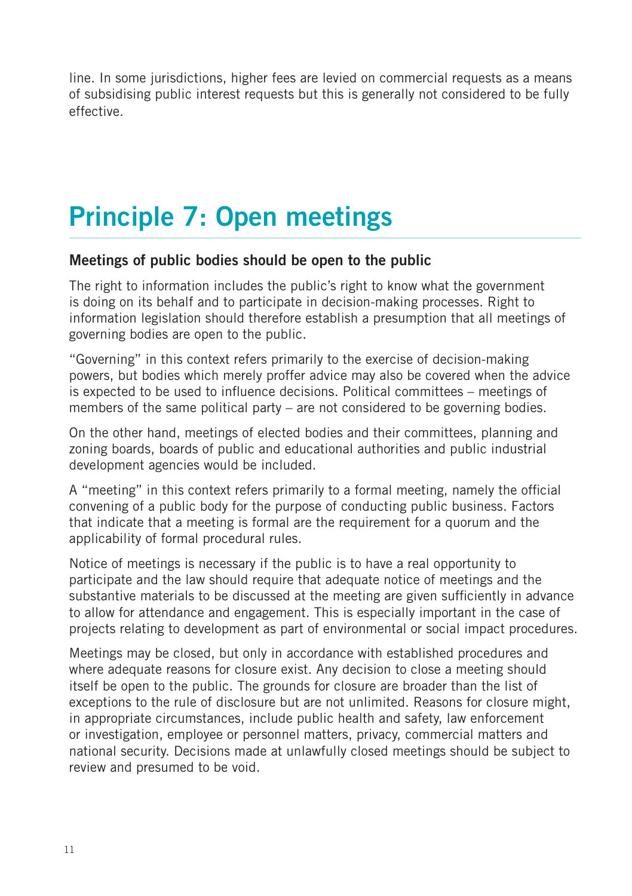line. In some jurisdictions, higher fees are levied on commercial requests as a means of subsidising public interest requests but this is generally not considered to be fully effective.

# Principle 7: Open meetings

### Meetings of public bodies should be open to the public

The right to information includes the public's right to know what the government is doing on its behalf and to participate in decision-making processes. Right to information legislation should therefore establish a presumption that all meetings of governing bodies are open to the public.

"Governing" in this context refers primarily to the exercise of decision-making powers, but bodies which merely proffer advice may also be covered when the advice is expected to be used to influence decisions. Political committees – meetings of members of the same political party – are not considered to be governing bodies.

On the other hand, meetings of elected bodies and their committees, planning and zoning boards, boards of public and educational authorities and public industrial development agencies would be included.

A "meeting" in this context refers primarily to a formal meeting, namely the official convening of a public body for the purpose of conducting public business. Factors that indicate that a meeting is formal are the requirement for a quorum and the applicability of formal procedural rules.

Notice of meetings is necessary if the public is to have a real opportunity to participate and the law should require that adequate notice of meetings and the substantive materials to be discussed at the meeting are given sufficiently in advance to allow for attendance and engagement. This is especially important in the case of projects relating to development as part of environmental or social impact procedures.

Meetings may be closed, but only in accordance with established procedures and where adequate reasons for closure exist. Any decision to close a meeting should itself be open to the public. The grounds for closure are broader than the list of exceptions to the rule of disclosure but are not unlimited. Reasons for closure might, in appropriate circumstances, include public health and safety, law enforcement or investigation, employee or personnel matters, privacy, commercial matters and national security. Decisions made at unlawfully closed meetings should be subject to review and presumed to be void.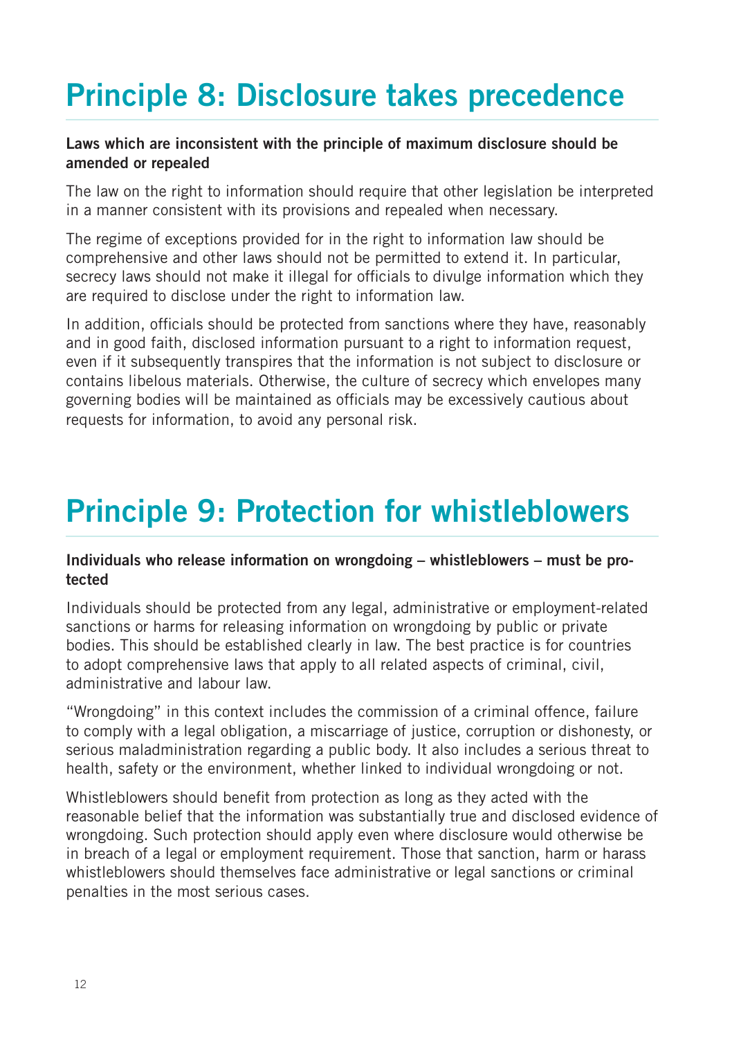# Principle 8: Disclosure takes precedence

**Laws which are inconsistent with the principle of maximum disclosure should be amended or repealed**

The law on the right to information should require that other legislation be interpreted in a manner consistent with its provisions and repealed when necessary.

The regime of exceptions provided for in the right to information law should be comprehensive and other laws should not be permitted to extend it. In particular, secrecy laws should not make it illegal for officials to divulge information which they are required to disclose under the right to information law.

In addition, officials should be protected from sanctions where they have, reasonably and in good faith, disclosed information pursuant to a right to information request, even if it subsequently transpires that the information is not subject to disclosure or contains libelous materials. Otherwise, the culture of secrecy which envelopes many governing bodies will be maintained as officials may be excessively cautious about requests for information, to avoid any personal risk.

# Principle 9: Protection for whistleblowers

**Individuals who release information on wrongdoing – whistleblowers – must be protected**

Individuals should be protected from any legal, administrative or employment-related sanctions or harms for releasing information on wrongdoing by public or private bodies. This should be established clearly in law. The best practice is for countries to adopt comprehensive laws that apply to all related aspects of criminal, civil, administrative and labour law.

"Wrongdoing" in this context includes the commission of a criminal offence, failure to comply with a legal obligation, a miscarriage of justice, corruption or dishonesty, or serious maladministration regarding a public body. It also includes a serious threat to health, safety or the environment, whether linked to individual wrongdoing or not.

Whistleblowers should benefit from protection as long as they acted with the reasonable belief that the information was substantially true and disclosed evidence of wrongdoing. Such protection should apply even where disclosure would otherwise be in breach of a legal or employment requirement. Those that sanction, harm or harass whistleblowers should themselves face administrative or legal sanctions or criminal penalties in the most serious cases.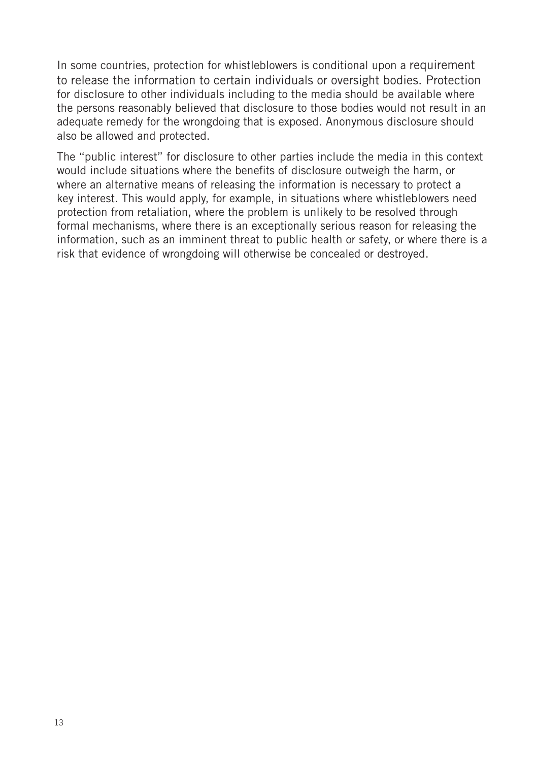In some countries, protection for whistleblowers is conditional upon a requirement to release the information to certain individuals or oversight bodies. Protection for disclosure to other individuals including to the media should be available where the persons reasonably believed that disclosure to those bodies would not result in an adequate remedy for the wrongdoing that is exposed. Anonymous disclosure should also be allowed and protected.

The "public interest" for disclosure to other parties include the media in this context would include situations where the benefits of disclosure outweigh the harm, or where an alternative means of releasing the information is necessary to protect a key interest. This would apply, for example, in situations where whistleblowers need protection from retaliation, where the problem is unlikely to be resolved through formal mechanisms, where there is an exceptionally serious reason for releasing the information, such as an imminent threat to public health or safety, or where there is a risk that evidence of wrongdoing will otherwise be concealed or destroyed.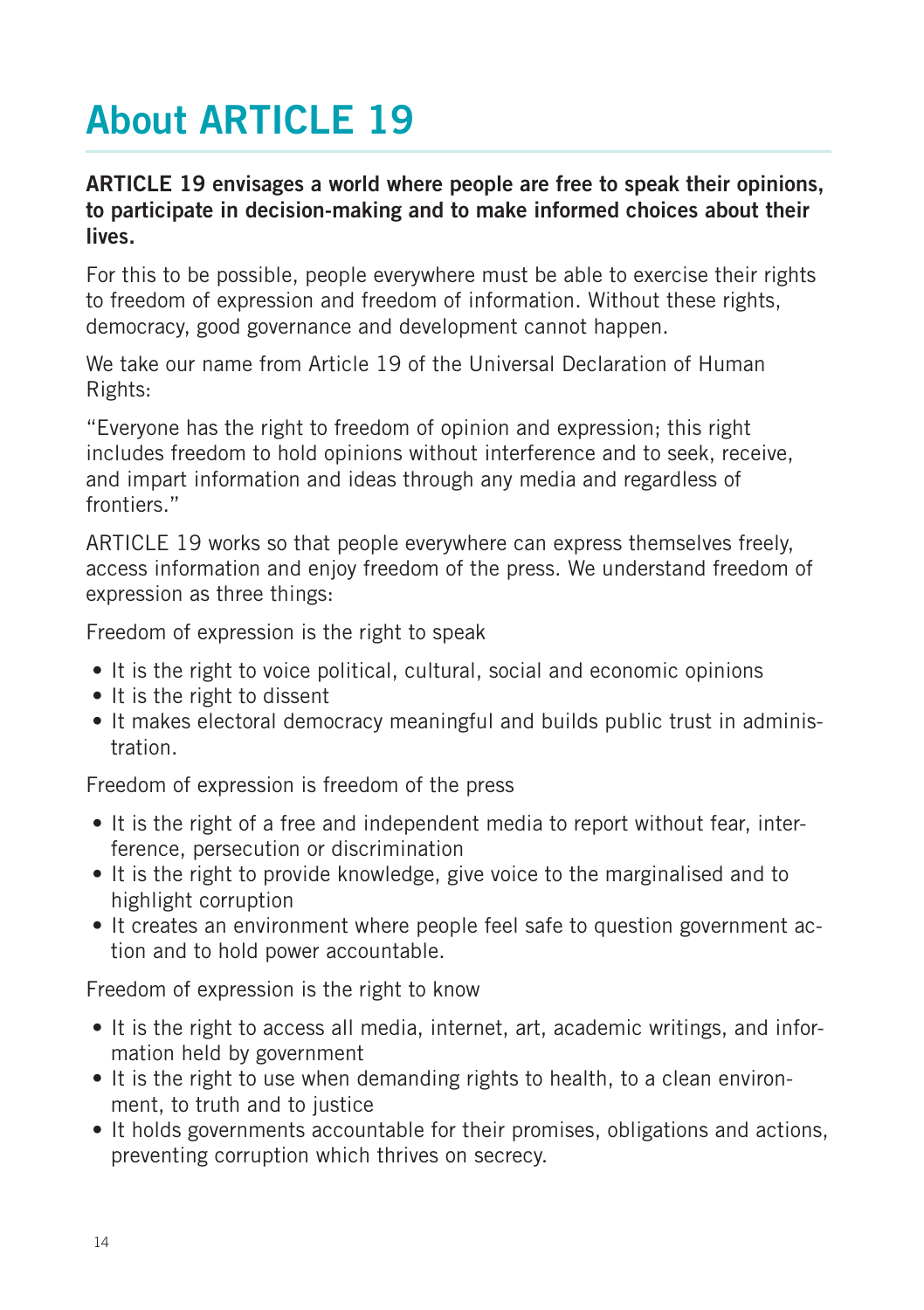# About ARTICLE 19

**ARTICLE 19 envisages a world where people are free to speak their opinions, to participate in decision-making and to make informed choices about their lives.**

For this to be possible, people everywhere must be able to exercise their rights to freedom of expression and freedom of information. Without these rights, democracy, good governance and development cannot happen.

We take our name from Article 19 of the Universal Declaration of Human Rights:

"Everyone has the right to freedom of opinion and expression; this right includes freedom to hold opinions without interference and to seek, receive, and impart information and ideas through any media and regardless of frontiers."

ARTICLE 19 works so that people everywhere can express themselves freely, access information and enjoy freedom of the press. We understand freedom of expression as three things:

Freedom of expression is the right to speak

- It is the right to voice political, cultural, social and economic opinions
- It is the right to dissent
- It makes electoral democracy meaningful and builds public trust in administration.

Freedom of expression is freedom of the press

- It is the right of a free and independent media to report without fear, interference, persecution or discrimination
- It is the right to provide knowledge, give voice to the marginalised and to highlight corruption
- It creates an environment where people feel safe to question government action and to hold power accountable.

Freedom of expression is the right to know

- It is the right to access all media, internet, art, academic writings, and information held by government
- It is the right to use when demanding rights to health, to a clean environment, to truth and to justice
- It holds governments accountable for their promises, obligations and actions, preventing corruption which thrives on secrecy.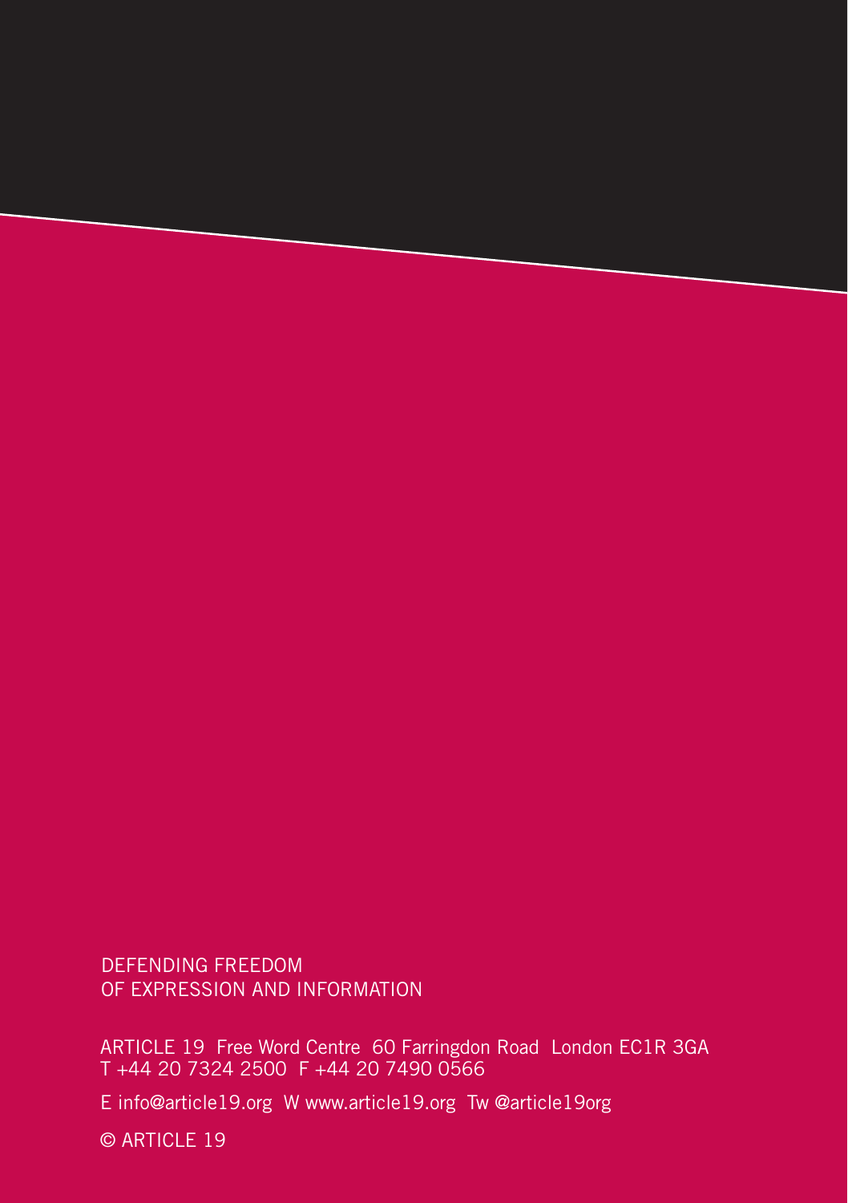DEFENDING FREEDOM
OF EXPRESSION AND INFORMATION

ARTICLE 19 Free Word Centre 60 Farringdon Road London EC1R 3GA
T +44 20 7324 2500 F +44 20 7490 0566

E info@article19.org W www.article19.org Tw @article19org

© ARTICLE 19